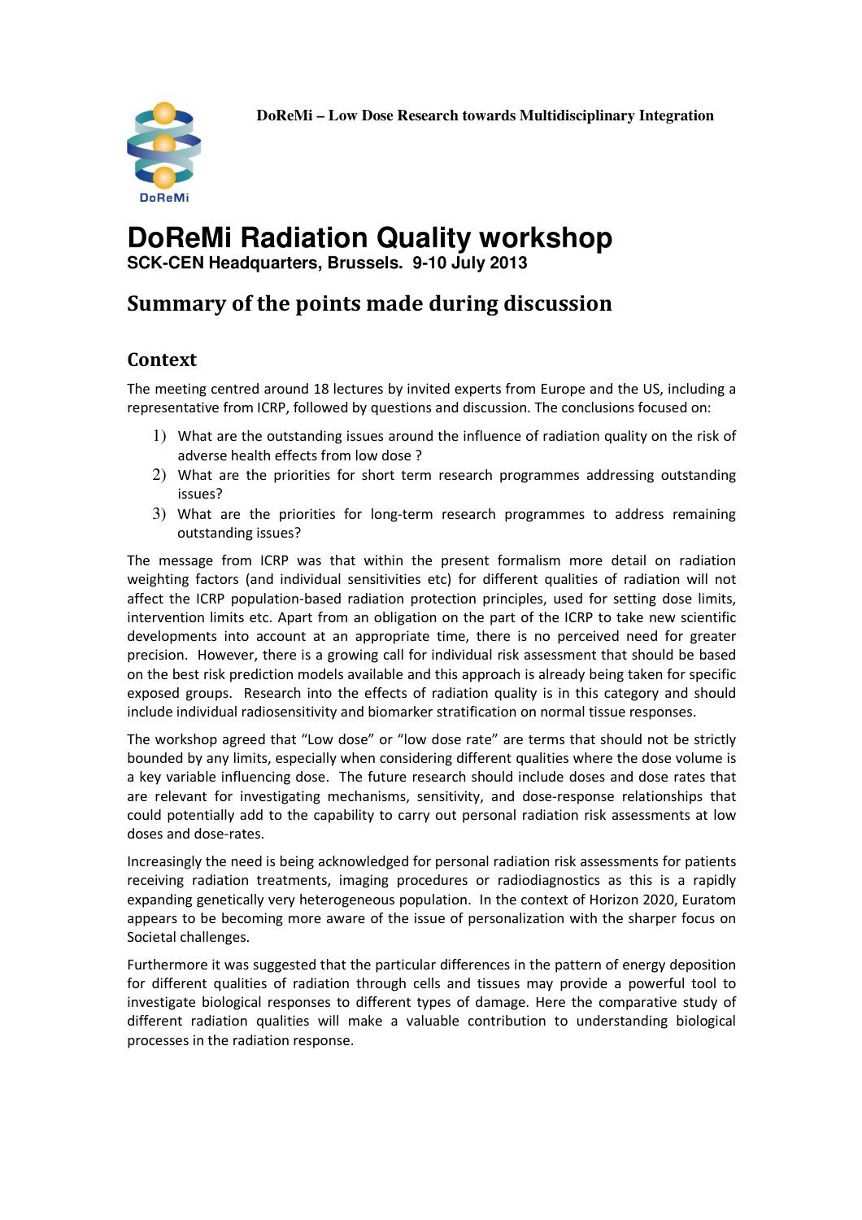DoReMi – Low Dose Research towards Multidisciplinary Integration

# DoReMi Radiation Quality workshop

**SCK-CEN Headquarters, Brussels. 9-10 July 2013**

## Summary of the points made during discussion

### Context

The meeting centred around 18 lectures by invited experts from Europe and the US, including a representative from ICRP, followed by questions and discussion. The conclusions focused on:

1) What are the outstanding issues around the influence of radiation quality on the risk of adverse health effects from low dose ?
2) What are the priorities for short term research programmes addressing outstanding issues?
3) What are the priorities for long-term research programmes to address remaining outstanding issues?

The message from ICRP was that within the present formalism more detail on radiation weighting factors (and individual sensitivities etc) for different qualities of radiation will not affect the ICRP population-based radiation protection principles, used for setting dose limits, intervention limits etc. Apart from an obligation on the part of the ICRP to take new scientific developments into account at an appropriate time, there is no perceived need for greater precision. However, there is a growing call for individual risk assessment that should be based on the best risk prediction models available and this approach is already being taken for specific exposed groups. Research into the effects of radiation quality is in this category and should include individual radiosensitivity and biomarker stratification on normal tissue responses.

The workshop agreed that "Low dose" or "low dose rate" are terms that should not be strictly bounded by any limits, especially when considering different qualities where the dose volume is a key variable influencing dose. The future research should include doses and dose rates that are relevant for investigating mechanisms, sensitivity, and dose-response relationships that could potentially add to the capability to carry out personal radiation risk assessments at low doses and dose-rates.

Increasingly the need is being acknowledged for personal radiation risk assessments for patients receiving radiation treatments, imaging procedures or radiodiagnostics as this is a rapidly expanding genetically very heterogeneous population. In the context of Horizon 2020, Euratom appears to be becoming more aware of the issue of personalization with the sharper focus on Societal challenges.

Furthermore it was suggested that the particular differences in the pattern of energy deposition for different qualities of radiation through cells and tissues may provide a powerful tool to investigate biological responses to different types of damage. Here the comparative study of different radiation qualities will make a valuable contribution to understanding biological processes in the radiation response.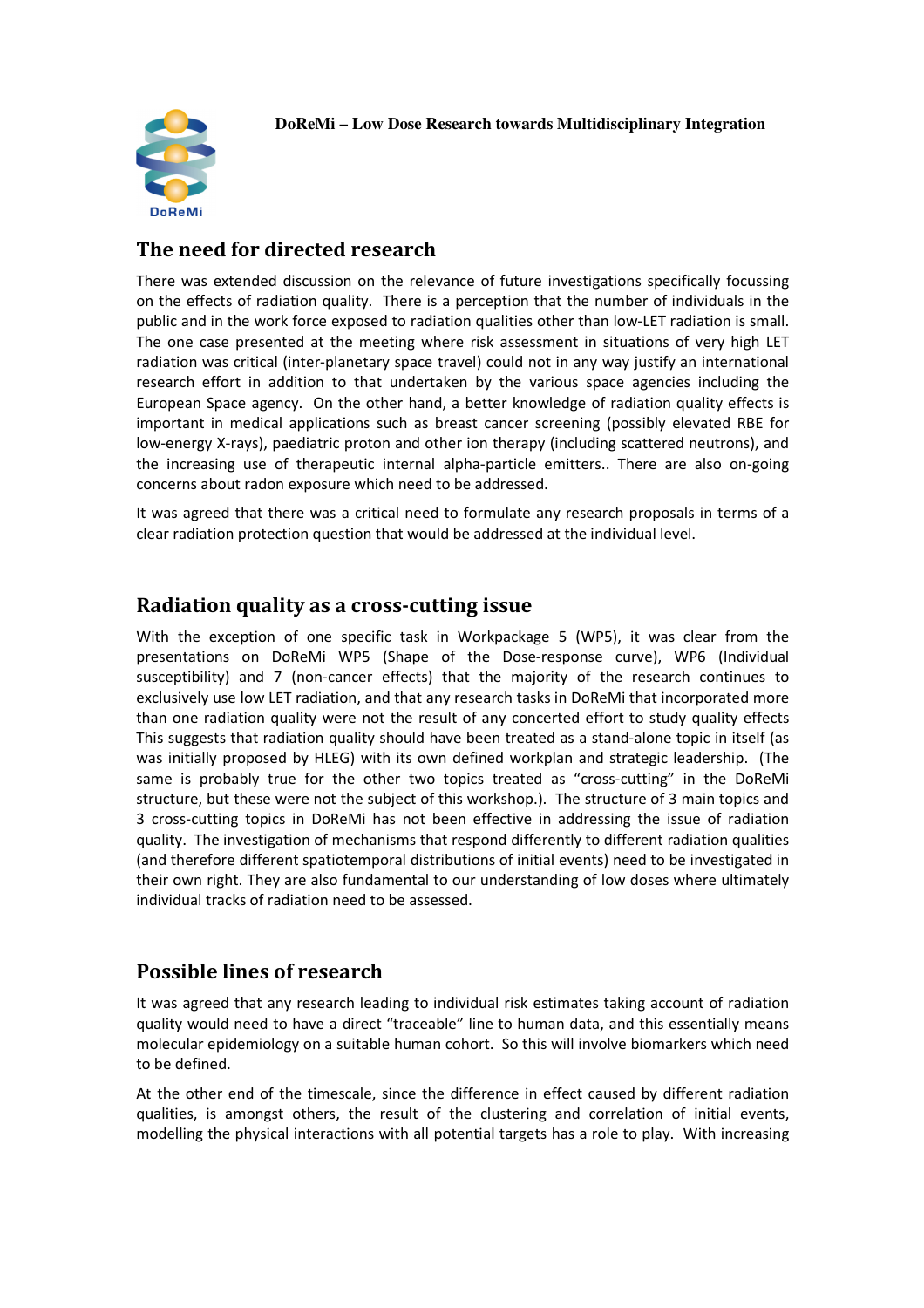**DoReMi – Low Dose Research towards Multidisciplinary Integration**

## The need for directed research

There was extended discussion on the relevance of future investigations specifically focussing on the effects of radiation quality. There is a perception that the number of individuals in the public and in the work force exposed to radiation qualities other than low-LET radiation is small. The one case presented at the meeting where risk assessment in situations of very high LET radiation was critical (inter-planetary space travel) could not in any way justify an international research effort in addition to that undertaken by the various space agencies including the European Space agency. On the other hand, a better knowledge of radiation quality effects is important in medical applications such as breast cancer screening (possibly elevated RBE for low-energy X-rays), paediatric proton and other ion therapy (including scattered neutrons), and the increasing use of therapeutic internal alpha-particle emitters.. There are also on-going concerns about radon exposure which need to be addressed.

It was agreed that there was a critical need to formulate any research proposals in terms of a clear radiation protection question that would be addressed at the individual level.

## Radiation quality as a cross-cutting issue

With the exception of one specific task in Workpackage 5 (WP5), it was clear from the presentations on DoReMi WP5 (Shape of the Dose-response curve), WP6 (Individual susceptibility) and 7 (non-cancer effects) that the majority of the research continues to exclusively use low LET radiation, and that any research tasks in DoReMi that incorporated more than one radiation quality were not the result of any concerted effort to study quality effects This suggests that radiation quality should have been treated as a stand-alone topic in itself (as was initially proposed by HLEG) with its own defined workplan and strategic leadership. (The same is probably true for the other two topics treated as "cross-cutting" in the DoReMi structure, but these were not the subject of this workshop.). The structure of 3 main topics and 3 cross-cutting topics in DoReMi has not been effective in addressing the issue of radiation quality. The investigation of mechanisms that respond differently to different radiation qualities (and therefore different spatiotemporal distributions of initial events) need to be investigated in their own right. They are also fundamental to our understanding of low doses where ultimately individual tracks of radiation need to be assessed.

## Possible lines of research

It was agreed that any research leading to individual risk estimates taking account of radiation quality would need to have a direct "traceable" line to human data, and this essentially means molecular epidemiology on a suitable human cohort. So this will involve biomarkers which need to be defined.

At the other end of the timescale, since the difference in effect caused by different radiation qualities, is amongst others, the result of the clustering and correlation of initial events, modelling the physical interactions with all potential targets has a role to play. With increasing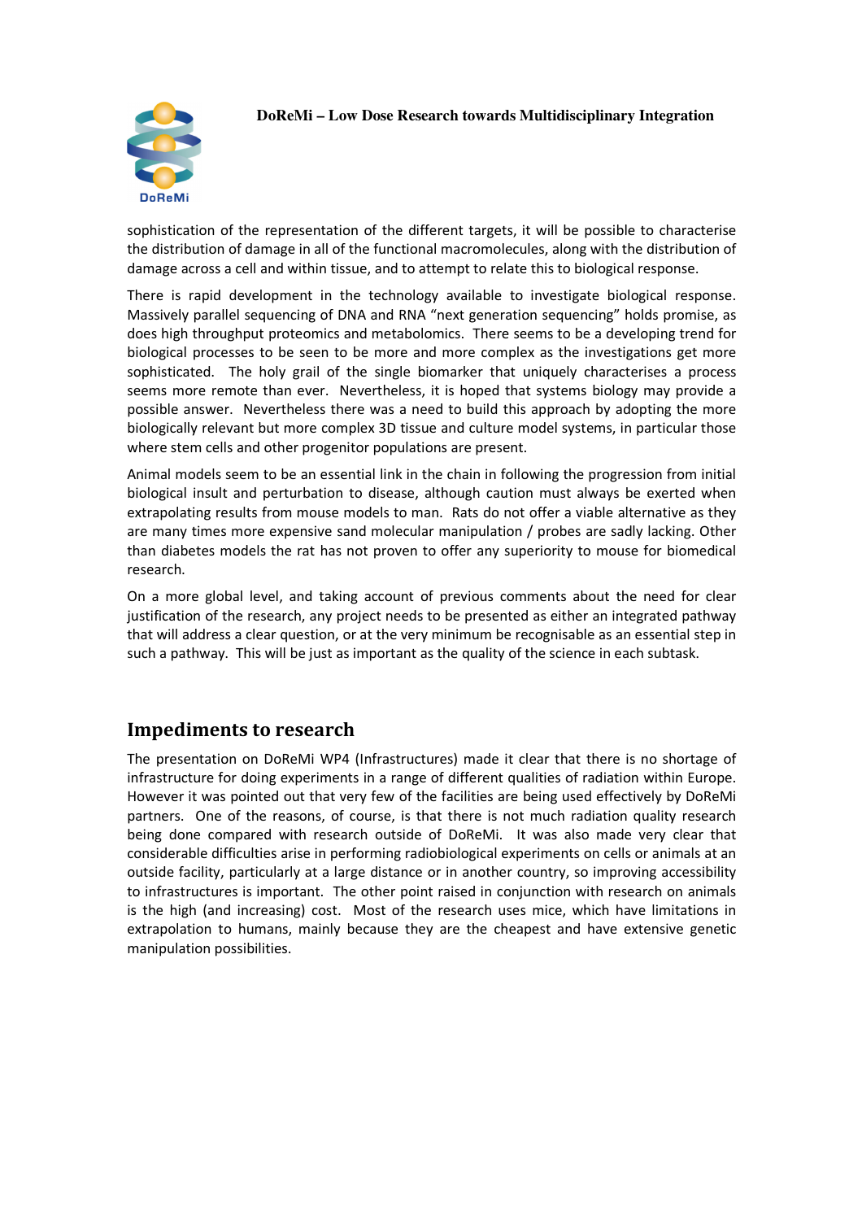sophistication of the representation of the different targets, it will be possible to characterise the distribution of damage in all of the functional macromolecules, along with the distribution of damage across a cell and within tissue, and to attempt to relate this to biological response.

There is rapid development in the technology available to investigate biological response. Massively parallel sequencing of DNA and RNA “next generation sequencing” holds promise, as does high throughput proteomics and metabolomics. There seems to be a developing trend for biological processes to be seen to be more and more complex as the investigations get more sophisticated. The holy grail of the single biomarker that uniquely characterises a process seems more remote than ever. Nevertheless, it is hoped that systems biology may provide a possible answer. Nevertheless there was a need to build this approach by adopting the more biologically relevant but more complex 3D tissue and culture model systems, in particular those where stem cells and other progenitor populations are present.

Animal models seem to be an essential link in the chain in following the progression from initial biological insult and perturbation to disease, although caution must always be exerted when extrapolating results from mouse models to man. Rats do not offer a viable alternative as they are many times more expensive sand molecular manipulation / probes are sadly lacking. Other than diabetes models the rat has not proven to offer any superiority to mouse for biomedical research.

On a more global level, and taking account of previous comments about the need for clear justification of the research, any project needs to be presented as either an integrated pathway that will address a clear question, or at the very minimum be recognisable as an essential step in such a pathway. This will be just as important as the quality of the science in each subtask.

## Impediments to research

The presentation on DoReMi WP4 (Infrastructures) made it clear that there is no shortage of infrastructure for doing experiments in a range of different qualities of radiation within Europe. However it was pointed out that very few of the facilities are being used effectively by DoReMi partners. One of the reasons, of course, is that there is not much radiation quality research being done compared with research outside of DoReMi. It was also made very clear that considerable difficulties arise in performing radiobiological experiments on cells or animals at an outside facility, particularly at a large distance or in another country, so improving accessibility to infrastructures is important. The other point raised in conjunction with research on animals is the high (and increasing) cost. Most of the research uses mice, which have limitations in extrapolation to humans, mainly because they are the cheapest and have extensive genetic manipulation possibilities.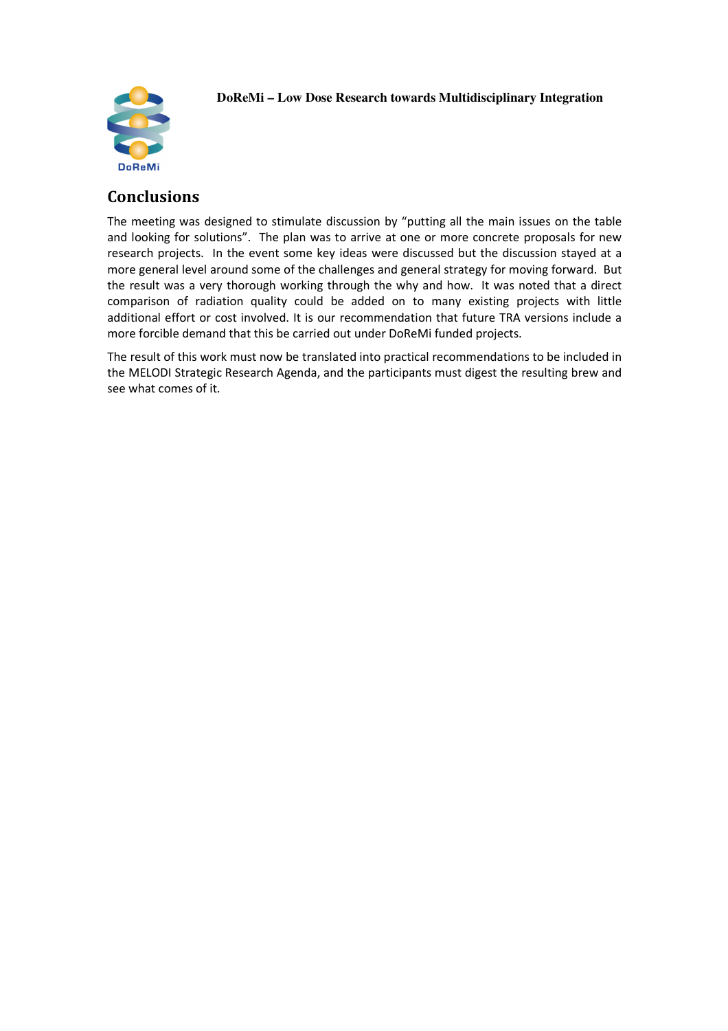## Conclusions

The meeting was designed to stimulate discussion by "putting all the main issues on the table and looking for solutions". The plan was to arrive at one or more concrete proposals for new research projects. In the event some key ideas were discussed but the discussion stayed at a more general level around some of the challenges and general strategy for moving forward. But the result was a very thorough working through the why and how. It was noted that a direct comparison of radiation quality could be added on to many existing projects with little additional effort or cost involved. It is our recommendation that future TRA versions include a more forcible demand that this be carried out under DoReMi funded projects.

The result of this work must now be translated into practical recommendations to be included in the MELODI Strategic Research Agenda, and the participants must digest the resulting brew and see what comes of it.